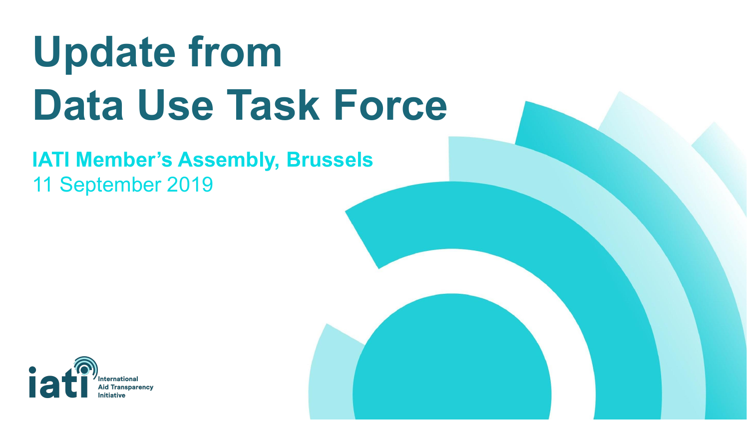# Update from Data Use Task Force

**IATI Member's Assembly, Brussels**

11 September 2019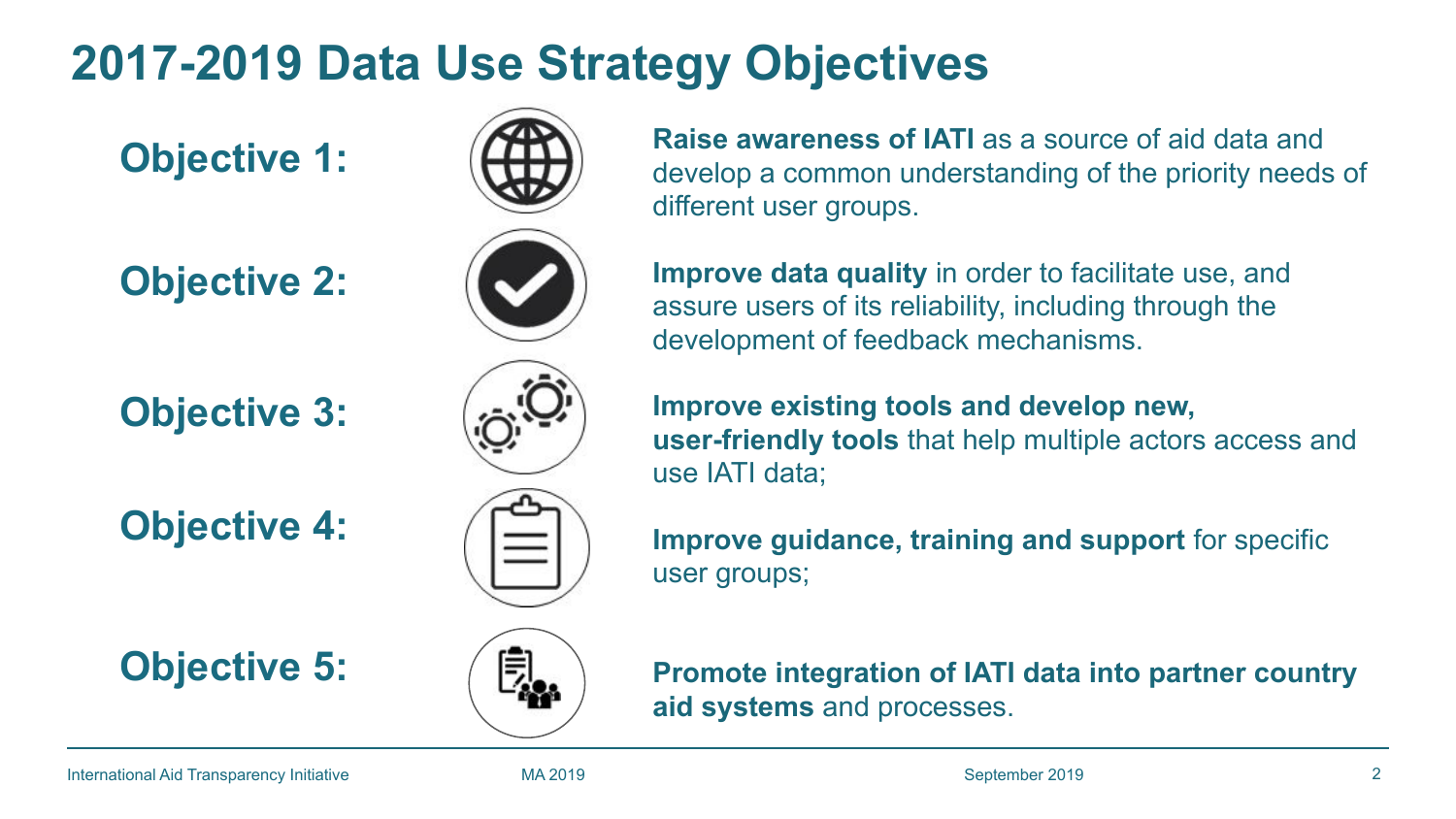# 2017-2019 Data Use Strategy Objectives

**Objective 1:** **Raise awareness of IATI** as a source of aid data and develop a common understanding of the priority needs of different user groups.

**Objective 2:** **Improve data quality** in order to facilitate use, and assure users of its reliability, including through the development of feedback mechanisms.

**Objective 3:** **Improve existing tools and develop new, user-friendly tools** that help multiple actors access and use IATI data;

**Objective 4:** **Improve guidance, training and support** for specific user groups;

**Objective 5:** **Promote integration of IATI data into partner country aid systems** and processes.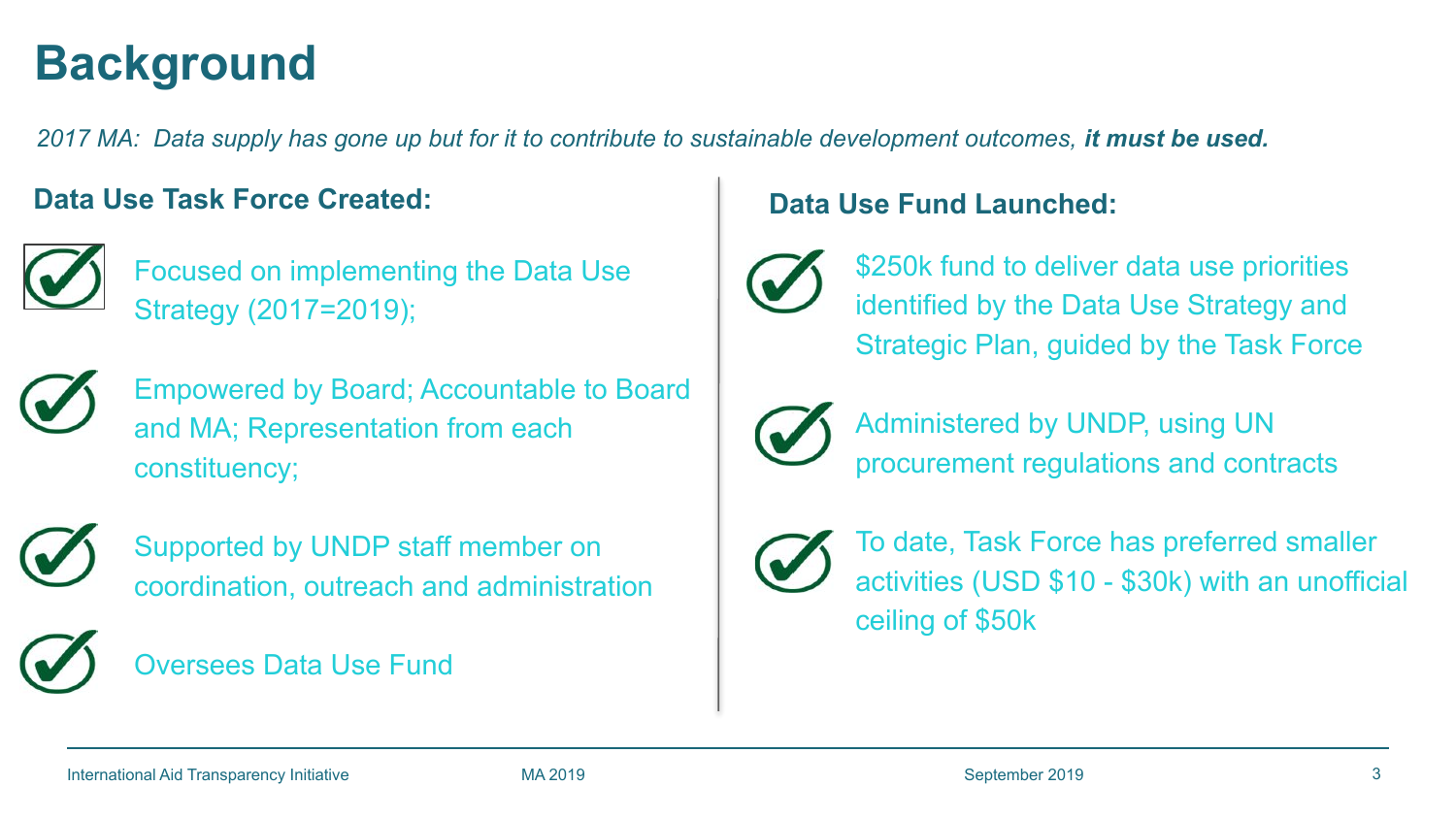# Background

*2017 MA: Data supply has gone up but for it to contribute to sustainable development outcomes,* ***it must be used.***

### Data Use Task Force Created:

- Focused on implementing the Data Use Strategy (2017=2019);
- Empowered by Board; Accountable to Board and MA; Representation from each constituency;
- Supported by UNDP staff member on coordination, outreach and administration
- Oversees Data Use Fund

### Data Use Fund Launched:

- $250k fund to deliver data use priorities identified by the Data Use Strategy and Strategic Plan, guided by the Task Force
- Administered by UNDP, using UN procurement regulations and contracts
- To date, Task Force has preferred smaller activities (USD $10 - $30k) with an unofficial ceiling of $50k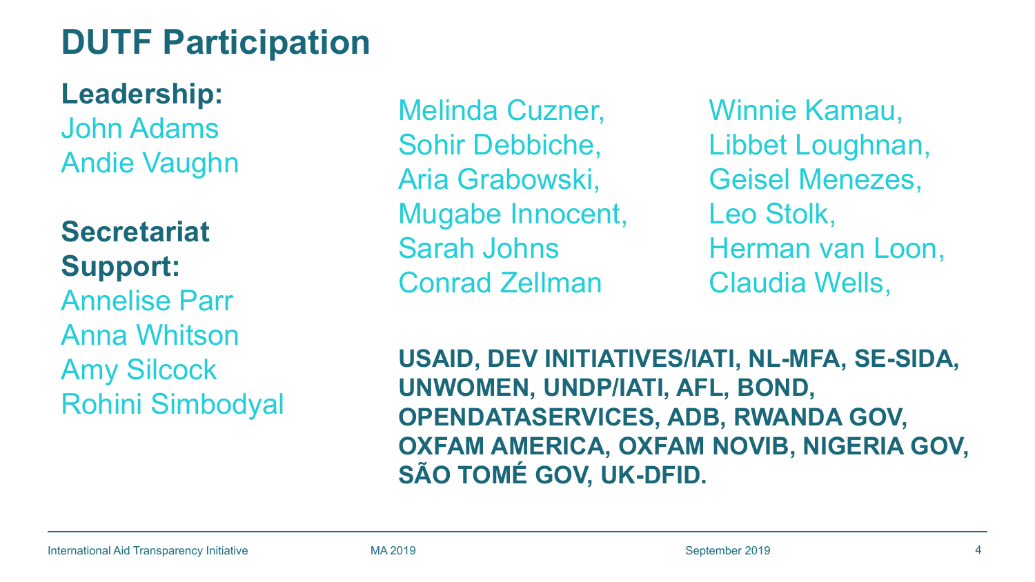# DUTF Participation

**Leadership:**
John Adams
Andie Vaughn

**Secretariat Support:**
Annelise Parr
Anna Whitson
Amy Silcock
Rohini Simbodyal

Melinda Cuzner,
Sohir Debbiche,
Aria Grabowski,
Mugabe Innocent,
Sarah Johns
Conrad Zellman

Winnie Kamau,
Libbet Loughnan,
Geisel Menezes,
Leo Stolk,
Herman van Loon,
Claudia Wells,

**USAID, DEV INITIATIVES/IATI, NL-MFA, SE-SIDA, UNWOMEN, UNDP/IATI, AFL, BOND, OPENDATASERVICES, ADB, RWANDA GOV, OXFAM AMERICA, OXFAM NOVIB, NIGERIA GOV, SÃO TOMÉ GOV, UK-DFID.**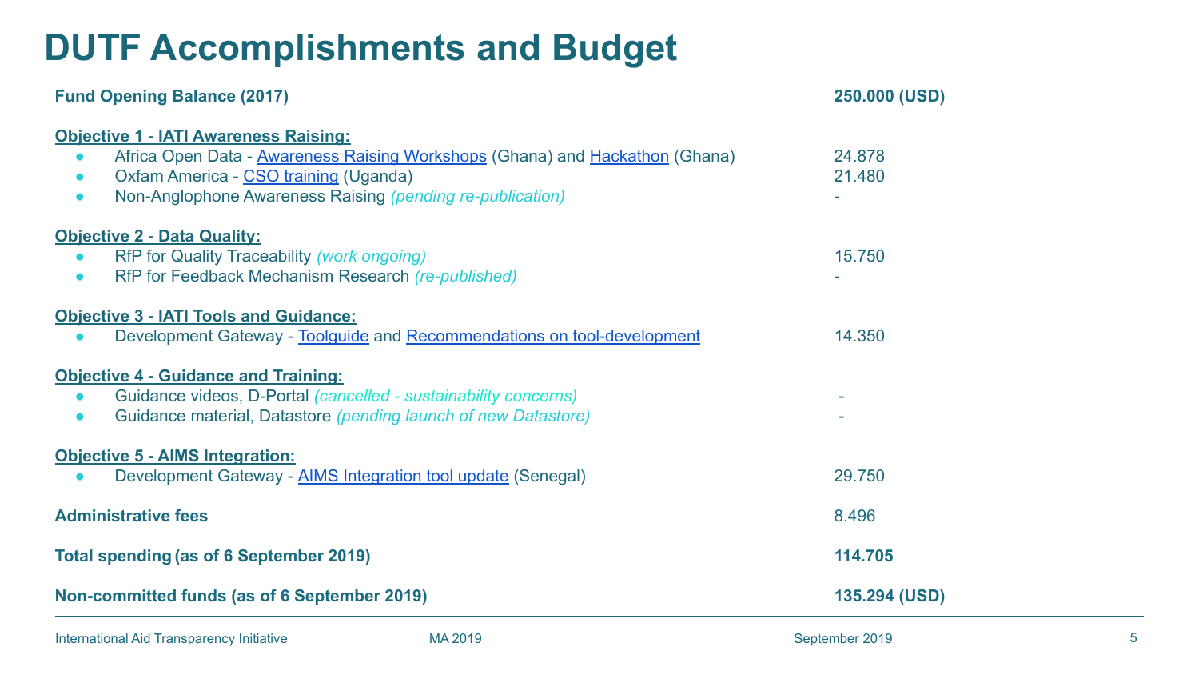# DUTF Accomplishments and Budget

| | |
|---|---|
| **Fund Opening Balance (2017)** | **250.000 (USD)** |
| **Objective 1 - IATI Awareness Raising:** | |
| • Africa Open Data - Awareness Raising Workshops (Ghana) and Hackathon (Ghana) | 24.878 |
| • Oxfam America - CSO training (Uganda) | 21.480 |
| • Non-Anglophone Awareness Raising *(pending re-publication)* | - |
| **Objective 2 - Data Quality:** | |
| • RfP for Quality Traceability *(work ongoing)* | 15.750 |
| • RfP for Feedback Mechanism Research *(re-published)* | - |
| **Objective 3 - IATI Tools and Guidance:** | |
| • Development Gateway - Toolguide and Recommendations on tool-development | 14.350 |
| **Objective 4 - Guidance and Training:** | |
| • Guidance videos, D-Portal *(cancelled - sustainability concerns)* | - |
| • Guidance material, Datastore *(pending launch of new Datastore)* | - |
| **Objective 5 - AIMS Integration:** | |
| • Development Gateway - AIMS Integration tool update (Senegal) | 29.750 |
| **Administrative fees** | 8.496 |
| **Total spending (as of 6 September 2019)** | **114.705** |
| **Non-committed funds (as of 6 September 2019)** | **135.294 (USD)** |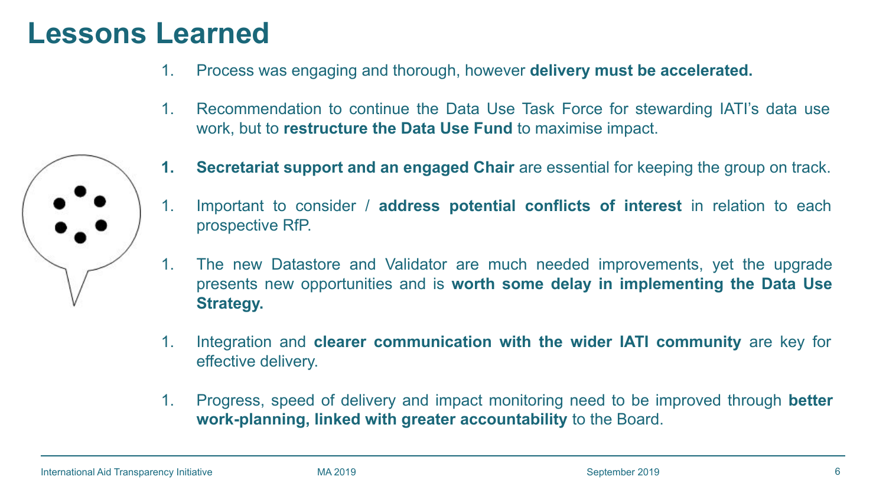# Lessons Learned

1. Process was engaging and thorough, however **delivery must be accelerated.**

1. Recommendation to continue the Data Use Task Force for stewarding IATI's data use work, but to **restructure the Data Use Fund** to maximise impact.

1. **Secretariat support and an engaged Chair** are essential for keeping the group on track.

1. Important to consider / **address potential conflicts of interest** in relation to each prospective RfP.

1. The new Datastore and Validator are much needed improvements, yet the upgrade presents new opportunities and is **worth some delay in implementing the Data Use Strategy.**

1. Integration and **clearer communication with the wider IATI community** are key for effective delivery.

1. Progress, speed of delivery and impact monitoring need to be improved through **better work-planning, linked with greater accountability** to the Board.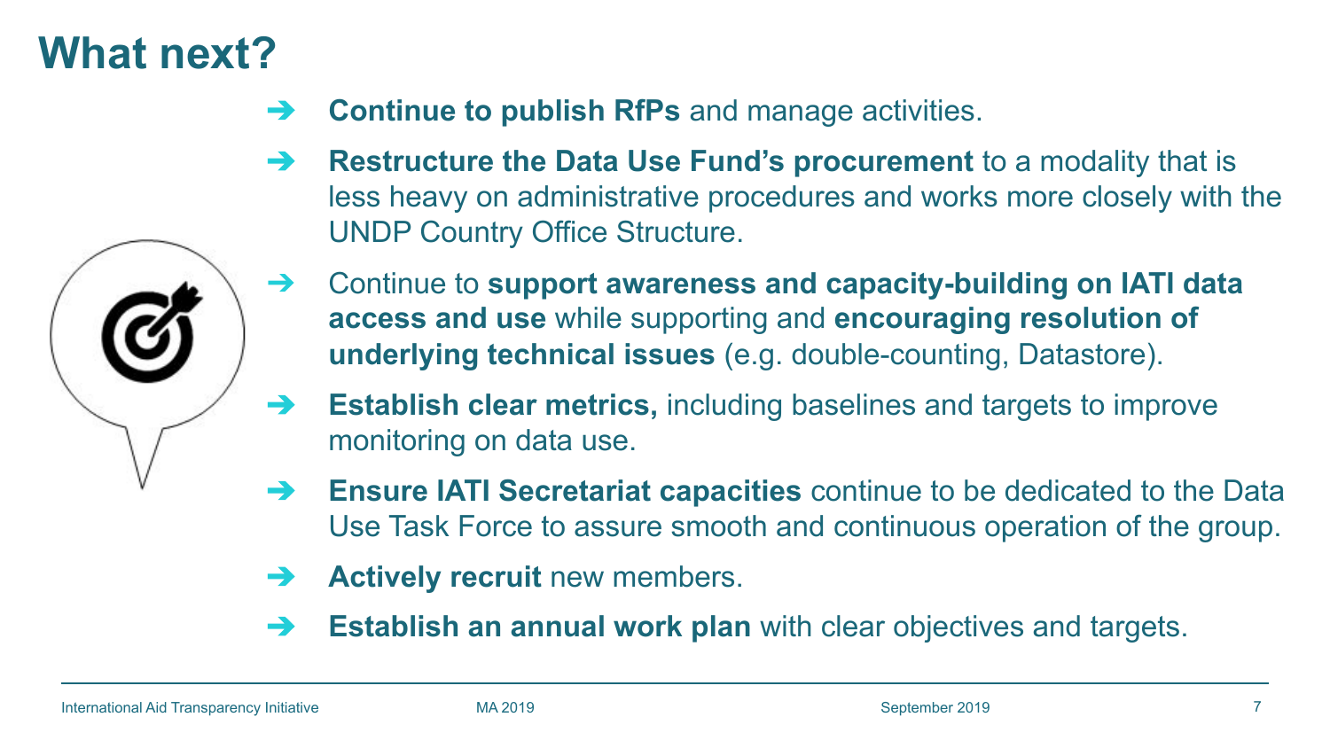# What next?

- **Continue to publish RfPs** and manage activities.
- **Restructure the Data Use Fund's procurement** to a modality that is less heavy on administrative procedures and works more closely with the UNDP Country Office Structure.
- Continue to **support awareness and capacity-building on IATI data access and use** while supporting and **encouraging resolution of underlying technical issues** (e.g. double-counting, Datastore).
- **Establish clear metrics,** including baselines and targets to improve monitoring on data use.
- **Ensure IATI Secretariat capacities** continue to be dedicated to the Data Use Task Force to assure smooth and continuous operation of the group.
- **Actively recruit** new members.
- **Establish an annual work plan** with clear objectives and targets.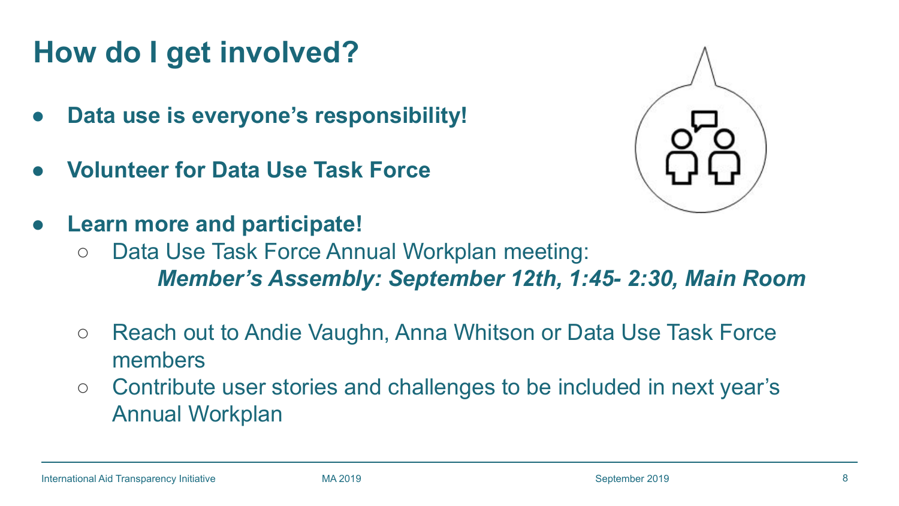# How do I get involved?

- **Data use is everyone's responsibility!**
- **Volunteer for Data Use Task Force**
- **Learn more and participate!**
  - Data Use Task Force Annual Workplan meeting:
    ***Member's Assembly: September 12th, 1:45- 2:30, Main Room***
  - Reach out to Andie Vaughn, Anna Whitson or Data Use Task Force members
  - Contribute user stories and challenges to be included in next year's Annual Workplan